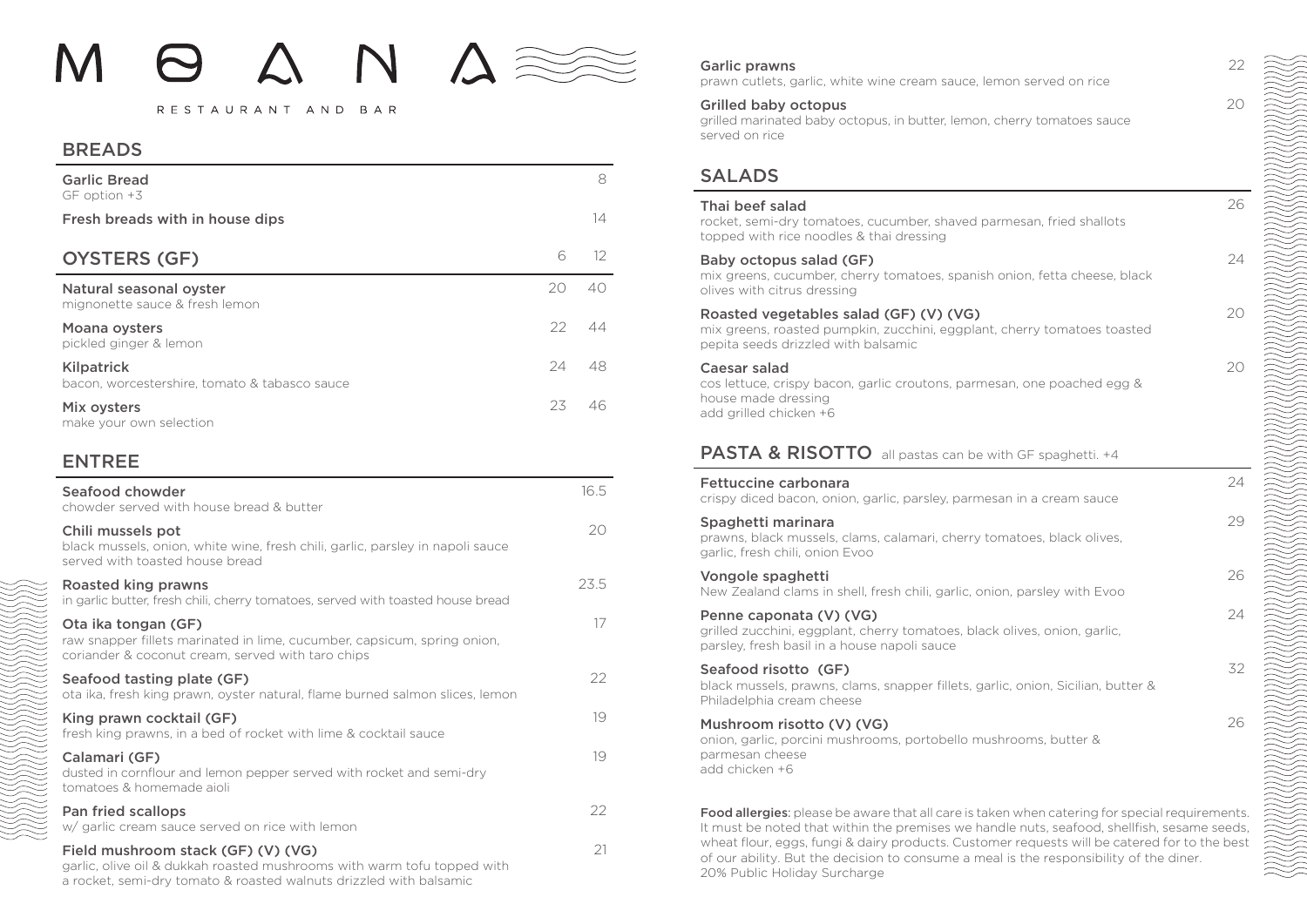# MOANA

RESTAURANT AND BAR

## BREADS

| Item | Price |
|---|---|
| **Garlic Bread**<br>GF option +3 | 8 |
| **Fresh breads with in house dips** | 14 |

## OYSTERS (GF)

| Item | 6 | 12 |
|---|---|---|
| **Natural seasonal oyster**<br>mignonette sauce & fresh lemon | 20 | 40 |
| **Moana oysters**<br>pickled ginger & lemon | 22 | 44 |
| **Kilpatrick**<br>bacon, worcestershire, tomato & tabasco sauce | 24 | 48 |
| **Mix oysters**<br>make your own selection | 23 | 46 |

## ENTREE

| Item | Price |
|---|---|
| **Seafood chowder**<br>chowder served with house bread & butter | 16.5 |
| **Chili mussels pot**<br>black mussels, onion, white wine, fresh chili, garlic, parsley in napoli sauce served with toasted house bread | 20 |
| **Roasted king prawns**<br>in garlic butter, fresh chili, cherry tomatoes, served with toasted house bread | 23.5 |
| **Ota ika tongan (GF)**<br>raw snapper fillets marinated in lime, cucumber, capsicum, spring onion, coriander & coconut cream, served with taro chips | 17 |
| **Seafood tasting plate (GF)**<br>ota ika, fresh king prawn, oyster natural, flame burned salmon slices, lemon | 22 |
| **King prawn cocktail (GF)**<br>fresh king prawns, in a bed of rocket with lime & cocktail sauce | 19 |
| **Calamari (GF)**<br>dusted in cornflour and lemon pepper served with rocket and semi-dry tomatoes & homemade aioli | 19 |
| **Pan fried scallops**<br>w/ garlic cream sauce served on rice with lemon | 22 |
| **Field mushroom stack (GF) (V) (VG)**<br>garlic, olive oil & dukkah roasted mushrooms with warm tofu topped with a rocket, semi-dry tomato & roasted walnuts drizzled with balsamic | 21 |
| **Garlic prawns**<br>prawn cutlets, garlic, white wine cream sauce, lemon served on rice | 22 |
| **Grilled baby octopus**<br>grilled marinated baby octopus, in butter, lemon, cherry tomatoes sauce served on rice | 20 |

## SALADS

| Item | Price |
|---|---|
| **Thai beef salad**<br>rocket, semi-dry tomatoes, cucumber, shaved parmesan, fried shallots topped with rice noodles & thai dressing | 26 |
| **Baby octopus salad (GF)**<br>mix greens, cucumber, cherry tomatoes, spanish onion, fetta cheese, black olives with citrus dressing | 24 |
| **Roasted vegetables salad (GF) (V) (VG)**<br>mix greens, roasted pumpkin, zucchini, eggplant, cherry tomatoes toasted pepita seeds drizzled with balsamic | 20 |
| **Caesar salad**<br>cos lettuce, crispy bacon, garlic croutons, parmesan, one poached egg & house made dressing<br>add grilled chicken +6 | 20 |

## PASTA & RISOTTO

all pastas can be with GF spaghetti. +4

| Item | Price |
|---|---|
| **Fettuccine carbonara**<br>crispy diced bacon, onion, garlic, parsley, parmesan in a cream sauce | 24 |
| **Spaghetti marinara**<br>prawns, black mussels, clams, calamari, cherry tomatoes, black olives, garlic, fresh chili, onion Evoo | 29 |
| **Vongole spaghetti**<br>New Zealand clams in shell, fresh chili, garlic, onion, parsley with Evoo | 26 |
| **Penne caponata (V) (VG)**<br>grilled zucchini, eggplant, cherry tomatoes, black olives, onion, garlic, parsley, fresh basil in a house napoli sauce | 24 |
| **Seafood risotto (GF)**<br>black mussels, prawns, clams, snapper fillets, garlic, onion, Sicilian, butter & Philadelphia cream cheese | 32 |
| **Mushroom risotto (V) (VG)**<br>onion, garlic, porcini mushrooms, portobello mushrooms, butter & parmesan cheese<br>add chicken +6 | 26 |

**Food allergies**: please be aware that all care is taken when catering for special requirements. It must be noted that within the premises we handle nuts, seafood, shellfish, sesame seeds, wheat flour, eggs, fungi & dairy products. Customer requests will be catered for to the best of our ability. But the decision to consume a meal is the responsibility of the diner.
20% Public Holiday Surcharge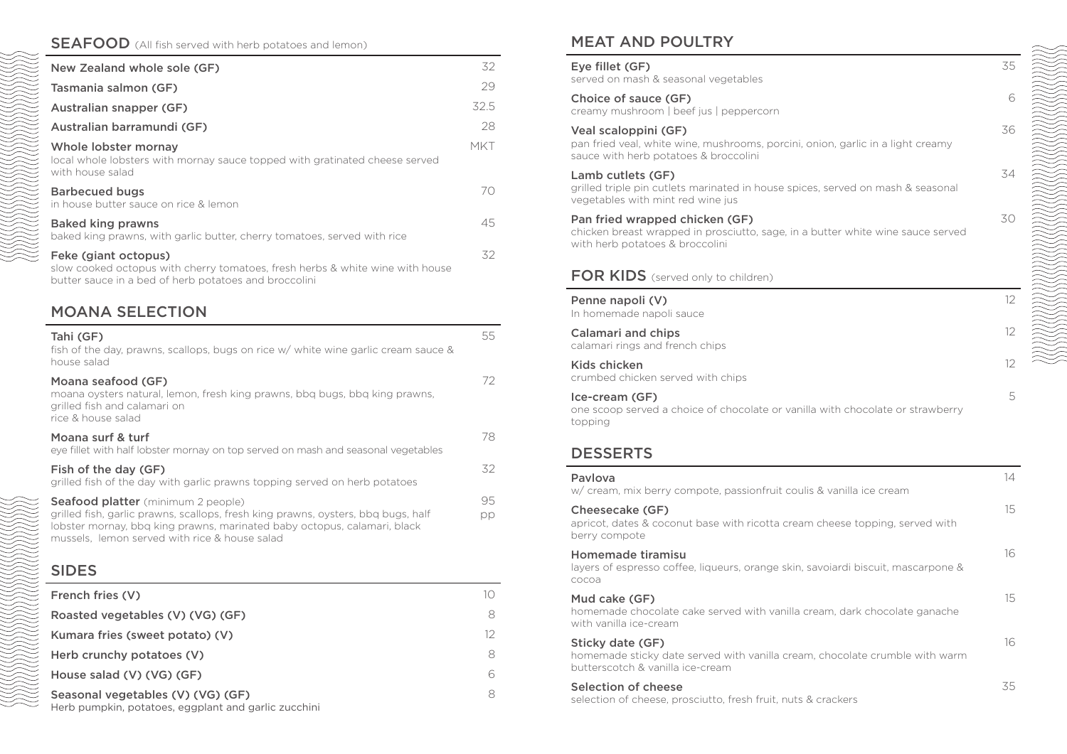## SEAFOOD (All fish served with herb potatoes and lemon)

| | |
|---|---|
| New Zealand whole sole (GF) | 32 |
| Tasmania salmon (GF) | 29 |
| Australian snapper (GF) | 32.5 |
| Australian barramundi (GF) | 28 |
| **Whole lobster mornay**<br>local whole lobsters with mornay sauce topped with gratinated cheese served with house salad | MKT |
| **Barbecued bugs**<br>in house butter sauce on rice & lemon | 70 |
| **Baked king prawns**<br>baked king prawns, with garlic butter, cherry tomatoes, served with rice | 45 |
| **Feke (giant octopus)**<br>slow cooked octopus with cherry tomatoes, fresh herbs & white wine with house butter sauce in a bed of herb potatoes and broccolini | 32 |

## MOANA SELECTION

| | |
|---|---|
| **Tahi (GF)**<br>fish of the day, prawns, scallops, bugs on rice w/ white wine garlic cream sauce & house salad | 55 |
| **Moana seafood (GF)**<br>moana oysters natural, lemon, fresh king prawns, bbq bugs, bbq king prawns, grilled fish and calamari on rice & house salad | 72 |
| **Moana surf & turf**<br>eye fillet with half lobster mornay on top served on mash and seasonal vegetables | 78 |
| **Fish of the day (GF)**<br>grilled fish of the day with garlic prawns topping served on herb potatoes | 32 |
| **Seafood platter** (minimum 2 people)<br>grilled fish, garlic prawns, scallops, fresh king prawns, oysters, bbq bugs, half lobster mornay, bbq king prawns, marinated baby octopus, calamari, black mussels, lemon served with rice & house salad | 95 pp |

## SIDES

| | |
|---|---|
| French fries (V) | 10 |
| Roasted vegetables (V) (VG) (GF) | 8 |
| Kumara fries (sweet potato) (V) | 12 |
| Herb crunchy potatoes (V) | 8 |
| House salad (V) (VG) (GF) | 6 |
| **Seasonal vegetables (V) (VG) (GF)**<br>Herb pumpkin, potatoes, eggplant and garlic zucchini | 8 |

## MEAT AND POULTRY

| | |
|---|---|
| **Eye fillet (GF)**<br>served on mash & seasonal vegetables | 35 |
| **Choice of sauce (GF)**<br>creamy mushroom \| beef jus \| peppercorn | 6 |
| **Veal scaloppini (GF)**<br>pan fried veal, white wine, mushrooms, porcini, onion, garlic in a light creamy sauce with herb potatoes & broccolini | 36 |
| **Lamb cutlets (GF)**<br>grilled triple pin cutlets marinated in house spices, served on mash & seasonal vegetables with mint red wine jus | 34 |
| **Pan fried wrapped chicken (GF)**<br>chicken breast wrapped in prosciutto, sage, in a butter white wine sauce served with herb potatoes & broccolini | 30 |

## FOR KIDS (served only to children)

| | |
|---|---|
| **Penne napoli (V)**<br>In homemade napoli sauce | 12 |
| **Calamari and chips**<br>calamari rings and french chips | 12 |
| **Kids chicken**<br>crumbed chicken served with chips | 12 |
| **Ice-cream (GF)**<br>one scoop served a choice of chocolate or vanilla with chocolate or strawberry topping | 5 |

## DESSERTS

| | |
|---|---|
| **Pavlova**<br>w/ cream, mix berry compote, passionfruit coulis & vanilla ice cream | 14 |
| **Cheesecake (GF)**<br>apricot, dates & coconut base with ricotta cream cheese topping, served with berry compote | 15 |
| **Homemade tiramisu**<br>layers of espresso coffee, liqueurs, orange skin, savoiardi biscuit, mascarpone & cocoa | 16 |
| **Mud cake (GF)**<br>homemade chocolate cake served with vanilla cream, dark chocolate ganache with vanilla ice-cream | 15 |
| **Sticky date (GF)**<br>homemade sticky date served with vanilla cream, chocolate crumble with warm butterscotch & vanilla ice-cream | 16 |
| **Selection of cheese**<br>selection of cheese, prosciutto, fresh fruit, nuts & crackers | 35 |